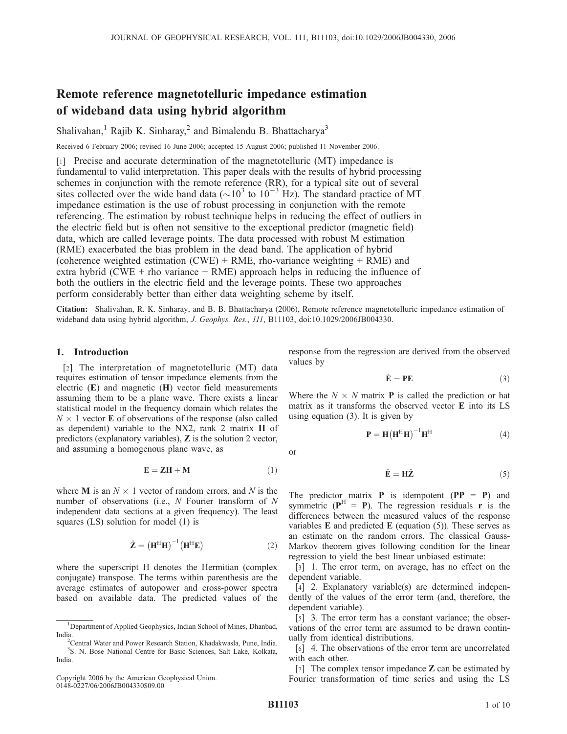# Remote reference magnetotelluric impedance estimation of wideband data using hybrid algorithm

Shalivahan,[1] Rajib K. Sinharay,[2] and Bimalendu B. Bhattacharya[3]

Received 6 February 2006; revised 16 June 2006; accepted 15 August 2006; published 11 November 2006.

[1] Precise and accurate determination of the magnetotelluric (MT) impedance is fundamental to valid interpretation. This paper deals with the results of hybrid processing schemes in conjunction with the remote reference (RR), for a typical site out of several sites collected over the wide band data ($\sim 10^3$ to $10^{-3}$ Hz). The standard practice of MT impedance estimation is the use of robust processing in conjunction with the remote referencing. The estimation by robust technique helps in reducing the effect of outliers in the electric field but is often not sensitive to the exceptional predictor (magnetic field) data, which are called leverage points. The data processed with robust M estimation (RME) exacerbated the bias problem in the dead band. The application of hybrid (coherence weighted estimation (CWE) + RME, rho-variance weighting + RME) and extra hybrid (CWE + rho variance + RME) approach helps in reducing the influence of both the outliers in the electric field and the leverage points. These two approaches perform considerably better than either data weighting scheme by itself.

**Citation:** Shalivahan, R. K. Sinharay, and B. B. Bhattacharya (2006), Remote reference magnetotelluric impedance estimation of wideband data using hybrid algorithm, *J. Geophys. Res.*, *111*, B11103, doi:10.1029/2006JB004330.

## 1. Introduction

[2] The interpretation of magnetotelluric (MT) data requires estimation of tensor impedance elements from the electric (**E**) and magnetic (**H**) vector field measurements assuming them to be a plane wave. There exists a linear statistical model in the frequency domain which relates the $N \times 1$ vector **E** of observations of the response (also called as dependent) variable to the NX2, rank 2 matrix **H** of predictors (explanatory variables), **Z** is the solution 2 vector, and assuming a homogenous plane wave, as

$$\mathbf{E} = \mathbf{Z}\mathbf{H} + \mathbf{M} \tag{1}$$

where **M** is an $N \times 1$ vector of random errors, and $N$ is the number of observations (i.e., $N$ Fourier transform of $N$ independent data sections at a given frequency). The least squares (LS) solution for model (1) is

$$\hat{\mathbf{Z}} = \left(\mathbf{H}^{\mathrm{H}}\mathbf{H}\right)^{-1}\left(\mathbf{H}^{\mathrm{H}}\mathbf{E}\right) \tag{2}$$

where the superscript H denotes the Hermitian (complex conjugate) transpose. The terms within parenthesis are the average estimates of autopower and cross-power spectra based on available data. The predicted values of the response from the regression are derived from the observed values by

$$\hat{\mathbf{E}} = \mathbf{P}\mathbf{E} \tag{3}$$

Where the $N \times N$ matrix **P** is called the prediction or hat matrix as it transforms the observed vector **E** into its LS using equation (3). It is given by

$$\mathbf{P} = \mathbf{H}\left(\mathbf{H}^{\mathrm{H}}\mathbf{H}\right)^{-1}\mathbf{H}^{\mathrm{H}} \tag{4}$$

or

$$\hat{\mathbf{E}} = \mathbf{H}\hat{\mathbf{Z}} \tag{5}$$

The predictor matrix **P** is idempotent (**PP** = **P**) and symmetric ($\mathbf{P}^{\mathrm{H}} = \mathbf{P}$). The regression residuals **r** is the differences between the measured values of the response variables **E** and predicted **E** (equation (5)). These serves as an estimate on the random errors. The classical Gauss-Markov theorem gives following condition for the linear regression to yield the best linear unbiased estimate:

[3] 1. The error term, on average, has no effect on the dependent variable.

[4] 2. Explanatory variable(s) are determined independently of the values of the error term (and, therefore, the dependent variable).

[5] 3. The error term has a constant variance; the observations of the error term are assumed to be drawn continually from identical distributions.

[6] 4. The observations of the error term are uncorrelated with each other.

[7] The complex tensor impedance **Z** can be estimated by Fourier transformation of time series and using the LS

---

[1] Department of Applied Geophysics, Indian School of Mines, Dhanbad, India.

[2] Central Water and Power Research Station, Khadakwasla, Pune, India.

[3] S. N. Bose National Centre for Basic Sciences, Salt Lake, Kolkata, India.

Copyright 2006 by the American Geophysical Union.
0148-0227/06/2006JB004330$09.00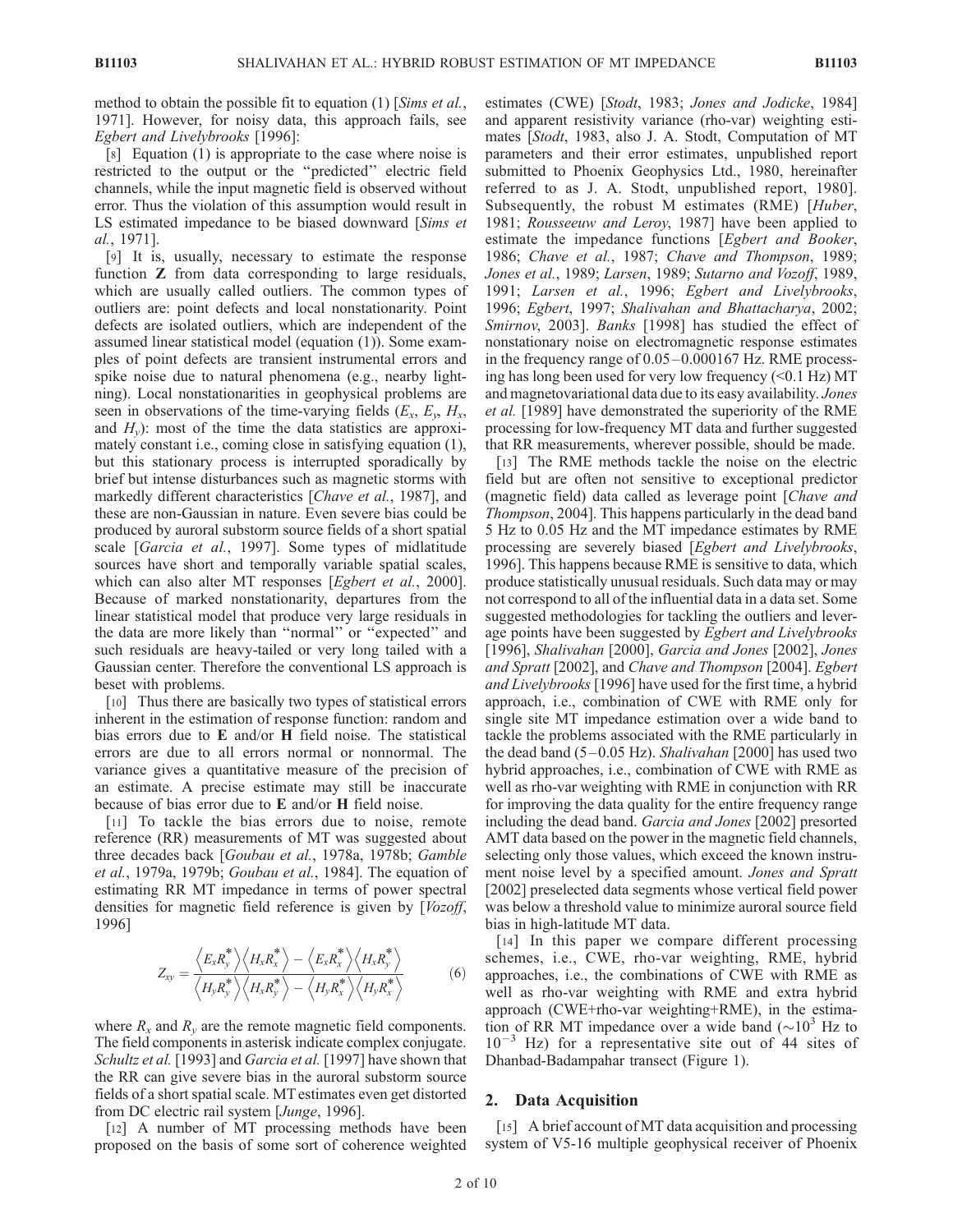method to obtain the possible fit to equation (1) [*Sims et al.*, 1971]. However, for noisy data, this approach fails, see *Egbert and Livelybrooks* [1996]:

[8] Equation (1) is appropriate to the case where noise is restricted to the output or the "predicted" electric field channels, while the input magnetic field is observed without error. Thus the violation of this assumption would result in LS estimated impedance to be biased downward [*Sims et al.*, 1971].

[9] It is, usually, necessary to estimate the response function **Z** from data corresponding to large residuals, which are usually called outliers. The common types of outliers are: point defects and local nonstationarity. Point defects are isolated outliers, which are independent of the assumed linear statistical model (equation (1)). Some examples of point defects are transient instrumental errors and spike noise due to natural phenomena (e.g., nearby lightning). Local nonstationarities in geophysical problems are seen in observations of the time-varying fields ($E_x$, $E_y$, $H_x$, and $H_y$): most of the time the data statistics are approximately constant i.e., coming close in satisfying equation (1), but this stationary process is interrupted sporadically by brief but intense disturbances such as magnetic storms with markedly different characteristics [*Chave et al.*, 1987], and these are non-Gaussian in nature. Even severe bias could be produced by auroral substorm source fields of a short spatial scale [*Garcia et al.*, 1997]. Some types of midlatitude sources have short and temporally variable spatial scales, which can also alter MT responses [*Egbert et al.*, 2000]. Because of marked nonstationarity, departures from the linear statistical model that produce very large residuals in the data are more likely than "normal" or "expected" and such residuals are heavy-tailed or very long tailed with a Gaussian center. Therefore the conventional LS approach is beset with problems.

[10] Thus there are basically two types of statistical errors inherent in the estimation of response function: random and bias errors due to **E** and/or **H** field noise. The statistical errors are due to all errors normal or nonnormal. The variance gives a quantitative measure of the precision of an estimate. A precise estimate may still be inaccurate because of bias error due to **E** and/or **H** field noise.

[11] To tackle the bias errors due to noise, remote reference (RR) measurements of MT was suggested about three decades back [*Goubau et al.*, 1978a, 1978b; *Gamble et al.*, 1979a, 1979b; *Goubau et al.*, 1984]. The equation of estimating RR MT impedance in terms of power spectral densities for magnetic field reference is given by [*Vozoff*, 1996]

$$Z_{xy} = \frac{\left\langle E_x R_y^* \right\rangle \left\langle H_x R_x^* \right\rangle - \left\langle E_x R_x^* \right\rangle \left\langle H_x R_y^* \right\rangle}{\left\langle H_y R_y^* \right\rangle \left\langle H_x R_x^* \right\rangle - \left\langle H_y R_x^* \right\rangle \left\langle H_y R_x^* \right\rangle} \tag{6}$$

where $R_x$ and $R_y$ are the remote magnetic field components. The field components in asterisk indicate complex conjugate. *Schultz et al.* [1993] and *Garcia et al.* [1997] have shown that the RR can give severe bias in the auroral substorm source fields of a short spatial scale. MT estimates even get distorted from DC electric rail system [*Junge*, 1996].

[12] A number of MT processing methods have been proposed on the basis of some sort of coherence weighted estimates (CWE) [*Stodt*, 1983; *Jones and Jodicke*, 1984] and apparent resistivity variance (rho-var) weighting estimates [*Stodt*, 1983, also J. A. Stodt, Computation of MT parameters and their error estimates, unpublished report submitted to Phoenix Geophysics Ltd., 1980, hereinafter referred to as J. A. Stodt, unpublished report, 1980]. Subsequently, the robust M estimates (RME) [*Huber*, 1981; *Rousseeuw and Leroy*, 1987] have been applied to estimate the impedance functions [*Egbert and Booker*, 1986; *Chave et al.*, 1987; *Chave and Thompson*, 1989; *Jones et al.*, 1989; *Larsen*, 1989; *Sutarno and Vozoff*, 1989, 1991; *Larsen et al.*, 1996; *Egbert and Livelybrooks*, 1996; *Egbert*, 1997; *Shalivahan and Bhattacharya*, 2002; *Smirnov*, 2003]. *Banks* [1998] has studied the effect of nonstationary noise on electromagnetic response estimates in the frequency range of 0.05–0.000167 Hz. RME processing has long been used for very low frequency (<0.1 Hz) MT and magnetovariational data due to its easy availability. *Jones et al.* [1989] have demonstrated the superiority of the RME processing for low-frequency MT data and further suggested that RR measurements, wherever possible, should be made.

[13] The RME methods tackle the noise on the electric field but are often not sensitive to exceptional predictor (magnetic field) data called as leverage point [*Chave and Thompson*, 2004]. This happens particularly in the dead band 5 Hz to 0.05 Hz and the MT impedance estimates by RME processing are severely biased [*Egbert and Livelybrooks*, 1996]. This happens because RME is sensitive to data, which produce statistically unusual residuals. Such data may or may not correspond to all of the influential data in a data set. Some suggested methodologies for tackling the outliers and leverage points have been suggested by *Egbert and Livelybrooks* [1996], *Shalivahan* [2000], *Garcia and Jones* [2002], *Jones and Spratt* [2002], and *Chave and Thompson* [2004]. *Egbert and Livelybrooks* [1996] have used for the first time, a hybrid approach, i.e., combination of CWE with RME only for single site MT impedance estimation over a wide band to tackle the problems associated with the RME particularly in the dead band (5–0.05 Hz). *Shalivahan* [2000] has used two hybrid approaches, i.e., combination of CWE with RME as well as rho-var weighting with RME in conjunction with RR for improving the data quality for the entire frequency range including the dead band. *Garcia and Jones* [2002] presorted AMT data based on the power in the magnetic field channels, selecting only those values, which exceed the known instrument noise level by a specified amount. *Jones and Spratt* [2002] preselected data segments whose vertical field power was below a threshold value to minimize auroral source field bias in high-latitude MT data.

[14] In this paper we compare different processing schemes, i.e., CWE, rho-var weighting, RME, hybrid approaches, i.e., the combinations of CWE with RME as well as rho-var weighting with RME and extra hybrid approach (CWE+rho-var weighting+RME), in the estimation of RR MT impedance over a wide band (~$10^3$ Hz to $10^{-3}$ Hz) for a representative site out of 44 sites of Dhanbad-Badampahar transect (Figure 1).

## 2. Data Acquisition

[15] A brief account of MT data acquisition and processing system of V5-16 multiple geophysical receiver of Phoenix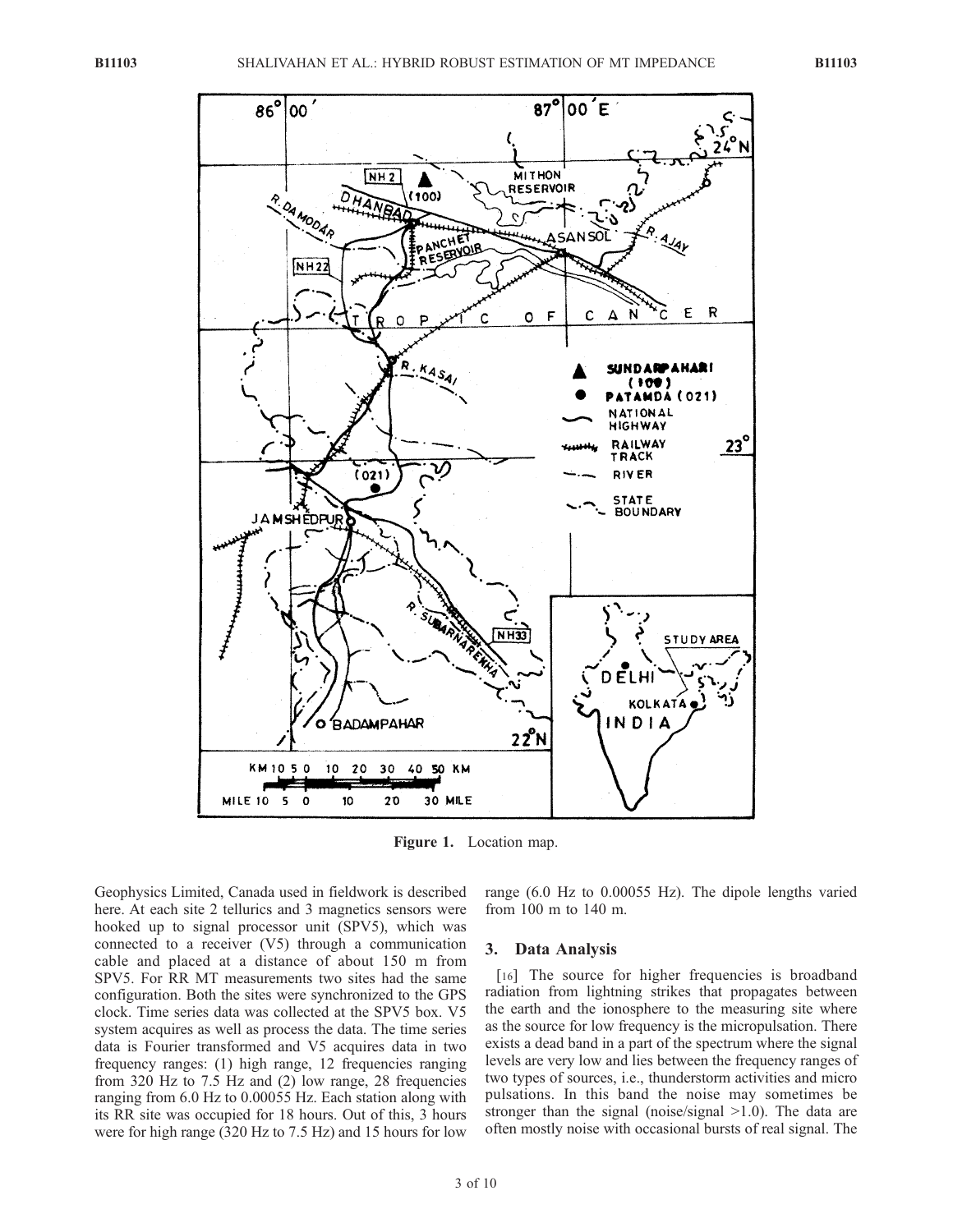**Figure 1.** Location map.

Geophysics Limited, Canada used in fieldwork is described here. At each site 2 tellurics and 3 magnetics sensors were hooked up to signal processor unit (SPV5), which was connected to a receiver (V5) through a communication cable and placed at a distance of about 150 m from SPV5. For RR MT measurements two sites had the same configuration. Both the sites were synchronized to the GPS clock. Time series data was collected at the SPV5 box. V5 system acquires as well as process the data. The time series data is Fourier transformed and V5 acquires data in two frequency ranges: (1) high range, 12 frequencies ranging from 320 Hz to 7.5 Hz and (2) low range, 28 frequencies ranging from 6.0 Hz to 0.00055 Hz. Each station along with its RR site was occupied for 18 hours. Out of this, 3 hours were for high range (320 Hz to 7.5 Hz) and 15 hours for low range (6.0 Hz to 0.00055 Hz). The dipole lengths varied from 100 m to 140 m.

## 3. Data Analysis

[16] The source for higher frequencies is broadband radiation from lightning strikes that propagates between the earth and the ionosphere to the measuring site where as the source for low frequency is the micropulsation. There exists a dead band in a part of the spectrum where the signal levels are very low and lies between the frequency ranges of two types of sources, i.e., thunderstorm activities and micro pulsations. In this band the noise may sometimes be stronger than the signal (noise/signal >1.0). The data are often mostly noise with occasional bursts of real signal. The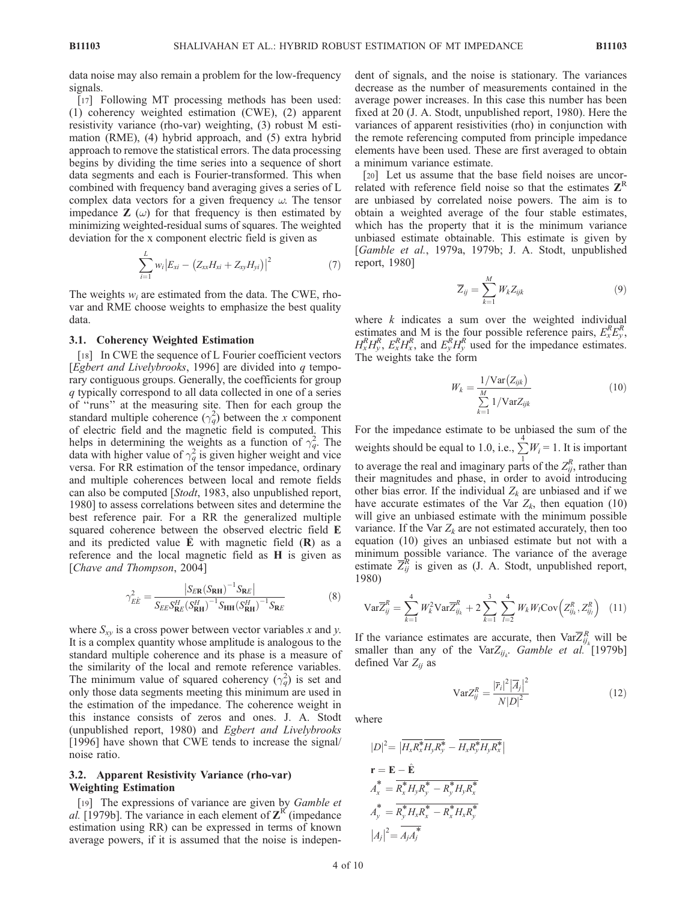data noise may also remain a problem for the low-frequency signals.

[17] Following MT processing methods has been used: (1) coherency weighted estimation (CWE), (2) apparent resistivity variance (rho-var) weighting, (3) robust M estimation (RME), (4) hybrid approach, and (5) extra hybrid approach to remove the statistical errors. The data processing begins by dividing the time series into a sequence of short data segments and each is Fourier-transformed. This when combined with frequency band averaging gives a series of L complex data vectors for a given frequency $\omega$. The tensor impedance $\mathbf{Z}(\omega)$ for that frequency is then estimated by minimizing weighted-residual sums of squares. The weighted deviation for the x component electric field is given as

$$\sum_{i=1}^{L} w_i \left| E_{xi} - \left( Z_{xx} H_{xi} + Z_{xy} H_{yi} \right) \right|^2 \tag{7}$$

The weights $w_i$ are estimated from the data. The CWE, rho-var and RME choose weights to emphasize the best quality data.

### 3.1. Coherency Weighted Estimation

[18] In CWE the sequence of L Fourier coefficient vectors [*Egbert and Livelybrooks*, 1996] are divided into $q$ temporary contiguous groups. Generally, the coefficients for group $q$ typically correspond to all data collected in one of a series of "runs" at the measuring site. Then for each group the standard multiple coherence ($\gamma_q^2$) between the $x$ component of electric field and the magnetic field is computed. This helps in determining the weights as a function of $\gamma_q^2$. The data with higher value of $\gamma_q^2$ is given higher weight and vice versa. For RR estimation of the tensor impedance, ordinary and multiple coherences between local and remote fields can also be computed [*Stodt*, 1983, also unpublished report, 1980] to assess correlations between sites and determine the best reference pair. For a RR the generalized multiple squared coherence between the observed electric field $\mathbf{E}$ and its predicted value $\hat{\mathbf{E}}$ with magnetic field ($\mathbf{R}$) as a reference and the local magnetic field as $\mathbf{H}$ is given as [*Chave and Thompson*, 2004]

$$\gamma_{E\hat{E}}^2 = \frac{\left| S_{E\mathbf{R}} (S_{\mathbf{RH}})^{-1} S_{\mathbf{R}E} \right|}{S_{EE} S_{\mathbf{R}E}^H (S_{\mathbf{RH}}^H)^{-1} S_{\mathbf{HH}} (S_{\mathbf{RH}}^H)^{-1} S_{\mathbf{R}E}} \tag{8}$$

where $S_{xy}$ is a cross power between vector variables $x$ and $y$. It is a complex quantity whose amplitude is analogous to the standard multiple coherence and its phase is a measure of the similarity of the local and remote reference variables. The minimum value of squared coherency ($\gamma_q^2$) is set and only those data segments meeting this minimum are used in the estimation of the impedance. The coherence weight in this instance consists of zeros and ones. J. A. Stodt (unpublished report, 1980) and *Egbert and Livelybrooks* [1996] have shown that CWE tends to increase the signal/noise ratio.

### 3.2. Apparent Resistivity Variance (rho-var) Weighting Estimation

[19] The expressions of variance are given by *Gamble et al.* [1979b]. The variance in each element of $\mathbf{Z}^{\mathrm{R}}$ (impedance estimation using RR) can be expressed in terms of known average powers, if it is assumed that the noise is independent of signals, and the noise is stationary. The variances decrease as the number of measurements contained in the average power increases. In this case this number has been fixed at 20 (J. A. Stodt, unpublished report, 1980). Here the variances of apparent resistivities (rho) in conjunction with the remote referencing computed from principle impedance elements have been used. These are first averaged to obtain a minimum variance estimate.

[20] Let us assume that the base field noises are uncorrelated with reference field noise so that the estimates $\mathbf{Z}^{\mathrm{R}}$ are unbiased by correlated noise powers. The aim is to obtain a weighted average of the four stable estimates, which has the property that it is the minimum variance unbiased estimate obtainable. This estimate is given by [*Gamble et al.*, 1979a, 1979b; J. A. Stodt, unpublished report, 1980]

$$\overline{Z}_{ij} = \sum_{k=1}^{M} W_k Z_{ijk} \tag{9}$$

where $k$ indicates a sum over the weighted individual estimates and M is the four possible reference pairs, $E_x^R E_y^R$, $H_x^R H_y^R$, $E_x^R H_x^R$, and $E_y^R H_y^R$ used for the impedance estimates. The weights take the form

$$W_k = \frac{1/\mathrm{Var}\left(Z_{ijk}\right)}{\sum\limits_{k=1}^{M} 1/\mathrm{Var} Z_{ijk}} \tag{10}$$

For the impedance estimate to be unbiased the sum of the weights should be equal to 1.0, i.e., $\sum_1^4 W_i = 1$. It is important to average the real and imaginary parts of the $Z_{ij}^R$, rather than their magnitudes and phase, in order to avoid introducing other bias error. If the individual $Z_k$ are unbiased and if we have accurate estimates of the Var $Z_k$, then equation (10) will give an unbiased estimate with the minimum possible variance. If the Var $Z_k$ are not estimated accurately, then too equation (10) gives an unbiased estimate but not with a minimum possible variance. The variance of the average estimate $\overline{Z}_{ij}^R$ is given as (J. A. Stodt, unpublished report, 1980)

$$\mathrm{Var}\overline{Z}_{ij}^R = \sum_{k=1}^{4} W_k^2 \mathrm{Var}\overline{Z}_{ij_k}^R + 2 \sum_{k=1}^{3} \sum_{l=2}^{4} W_k W_l \mathrm{Cov}\left( Z_{ij_k}^R, Z_{ij_l}^R \right) \tag{11}$$

If the variance estimates are accurate, then $\mathrm{Var}\overline{Z}_{ij_k}^R$ will be smaller than any of the $\mathrm{Var}Z_{ij_k}$. *Gamble et al.* [1979b] defined Var $Z_{ij}$ as

$$\mathrm{Var}Z_{ij}^R = \frac{\left|\overline{r}_i\right|^2 \left|\overline{A}_j\right|^2}{N|D|^2} \tag{12}$$

where

$$|D|^2 = \left| \overline{H_x R_x^*}\,\overline{H_y R_y^*} - \overline{H_x R_y^*}\,\overline{H_y R_x^*} \right|$$

$$\mathbf{r} = \mathbf{E} - \hat{\mathbf{E}}$$

$$A_x^* = \overline{R_x^* H_y R_y^* - R_y^* H_y R_x^*}$$

$$A_y^* = \overline{R_y^* H_x R_x^* - R_x^* H_x R_y^*}$$

$$\left|A_j\right|^2 = \overline{A_j A_j^*}$$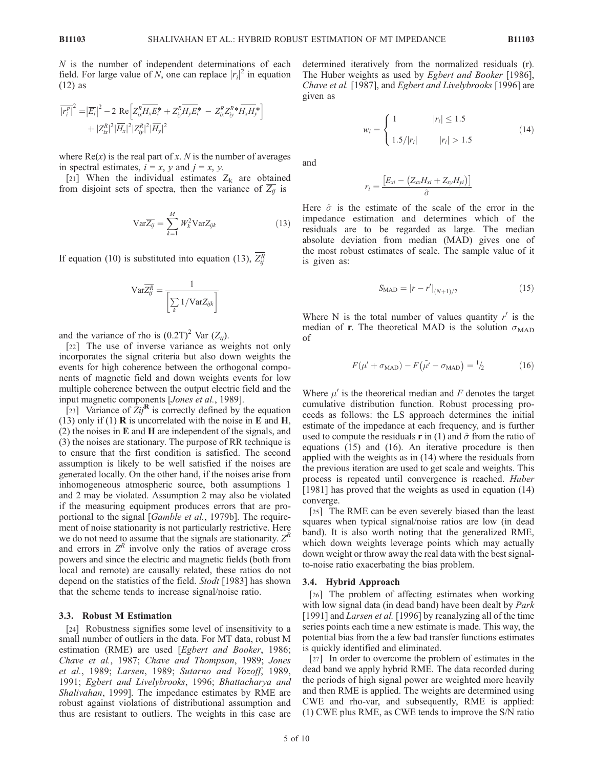$N$ is the number of independent determinations of each field. For large value of $N$, one can replace $|r_i|^2$ in equation (12) as

$$\overline{|r_i^P|}^2 = |\overline{E_i}|^2 - 2\ \mathrm{Re}\left[Z_{ix}^R \overline{H_x E_i^*} + Z_{iy}^R \overline{H_y E_i^*} - Z_{ix}^R Z_{iy}^{R*} \overline{H_x H_y^*}\right] + |Z_{ix}^R|^2 |\overline{H_x}|^2 |Z_{iy}^R|^2 |\overline{H_y}|^2$$

where $\mathrm{Re}(x)$ is the real part of $x$. $N$ is the number of averages in spectral estimates, $i = x$, $y$ and $j = x$, $y$.

[21] When the individual estimates $Z_k$ are obtained from disjoint sets of spectra, then the variance of $\overline{Z_{ij}}$ is

$$\mathrm{Var}\overline{Z_{ij}} = \sum_{k=1}^{M} W_k^2 \mathrm{Var} Z_{ijk} \tag{13}$$

If equation (10) is substituted into equation (13), $\overline{Z_{ij}^R}$

$$\mathrm{Var}\overline{Z_{ij}^R} = \frac{1}{\left[\sum_k 1/\mathrm{Var}Z_{ijk}\right]}$$

and the variance of rho is $(0.2T)^2$ Var $(Z_{ij})$.

[22] The use of inverse variance as weights not only incorporates the signal criteria but also down weights the events for high coherence between the orthogonal components of magnetic field and down weights events for low multiple coherence between the output electric field and the input magnetic components [*Jones et al.*, 1989].

[23] Variance of $Zij^{\mathbf{R}}$ is correctly defined by the equation (13) only if (1) **R** is uncorrelated with the noise in **E** and **H**, (2) the noises in **E** and **H** are independent of the signals, and (3) the noises are stationary. The purpose of RR technique is to ensure that the first condition is satisfied. The second assumption is likely to be well satisfied if the noises are generated locally. On the other hand, if the noises arise from inhomogeneous atmospheric source, both assumptions 1 and 2 may be violated. Assumption 2 may also be violated if the measuring equipment produces errors that are proportional to the signal [*Gamble et al.*, 1979b]. The requirement of noise stationarity is not particularly restrictive. Here we do not need to assume that the signals are stationarity. $Z^R$ and errors in $Z^R$ involve only the ratios of average cross powers and since the electric and magnetic fields (both from local and remote) are causally related, these ratios do not depend on the statistics of the field. *Stodt* [1983] has shown that the scheme tends to increase signal/noise ratio.

### 3.3. Robust M Estimation

[24] Robustness signifies some level of insensitivity to a small number of outliers in the data. For MT data, robust M estimation (RME) are used [*Egbert and Booker*, 1986; *Chave et al.*, 1987; *Chave and Thompson*, 1989; *Jones et al.*, 1989; *Larsen*, 1989; *Sutarno and Vozoff*, 1989, 1991; *Egbert and Livelybrooks*, 1996; *Bhattacharya and Shalivahan*, 1999]. The impedance estimates by RME are robust against violations of distributional assumption and thus are resistant to outliers. The weights in this case are determined iteratively from the normalized residuals (r). The Huber weights as used by *Egbert and Booker* [1986], *Chave et al.* [1987], and *Egbert and Livelybrooks* [1996] are given as

$$w_i = \begin{cases} 1 & |r_i| \le 1.5 \\ 1.5/|r_i| & |r_i| > 1.5 \end{cases} \tag{14}$$

and

$$r_i = \frac{\left[E_{xi} - \left(Z_{xx}H_{xi} + Z_{xy}H_{yi}\right)\right]}{\hat{\sigma}}$$

Here $\hat{\sigma}$ is the estimate of the scale of the error in the impedance estimation and determines which of the residuals are to be regarded as large. The median absolute deviation from median (MAD) gives one of the most robust estimates of scale. The sample value of it is given as:

$$S_{\mathrm{MAD}} = |r - r'|_{(N+1)/2} \tag{15}$$

Where N is the total number of values quantity $r'$ is the median of **r**. The theoretical MAD is the solution $\sigma_{\mathrm{MAD}}$ of

$$F(\mu' + \sigma_{\mathrm{MAD}}) - F(\tilde{\mu'} - \sigma_{\mathrm{MAD}}) = {}^{1}\!/_{2} \tag{16}$$

Where $\mu'$ is the theoretical median and $F$ denotes the target cumulative distribution function. Robust processing proceeds as follows: the LS approach determines the initial estimate of the impedance at each frequency, and is further used to compute the residuals **r** in (1) and $\hat{\sigma}$ from the ratio of equations (15) and (16). An iterative procedure is then applied with the weights as in (14) where the residuals from the previous iteration are used to get scale and weights. This process is repeated until convergence is reached. *Huber* [1981] has proved that the weights as used in equation (14) converge.

[25] The RME can be even severely biased than the least squares when typical signal/noise ratios are low (in dead band). It is also worth noting that the generalized RME, which down weights leverage points which may actually down weight or throw away the real data with the best signal-to-noise ratio exacerbating the bias problem.

### 3.4. Hybrid Approach

[26] The problem of affecting estimates when working with low signal data (in dead band) have been dealt by *Park* [1991] and *Larsen et al.* [1996] by reanalyzing all of the time series points each time a new estimate is made. This way, the potential bias from the a few bad transfer functions estimates is quickly identified and eliminated.

[27] In order to overcome the problem of estimates in the dead band we apply hybrid RME. The data recorded during the periods of high signal power are weighted more heavily and then RME is applied. The weights are determined using CWE and rho-var, and subsequently, RME is applied: (1) CWE plus RME, as CWE tends to improve the S/N ratio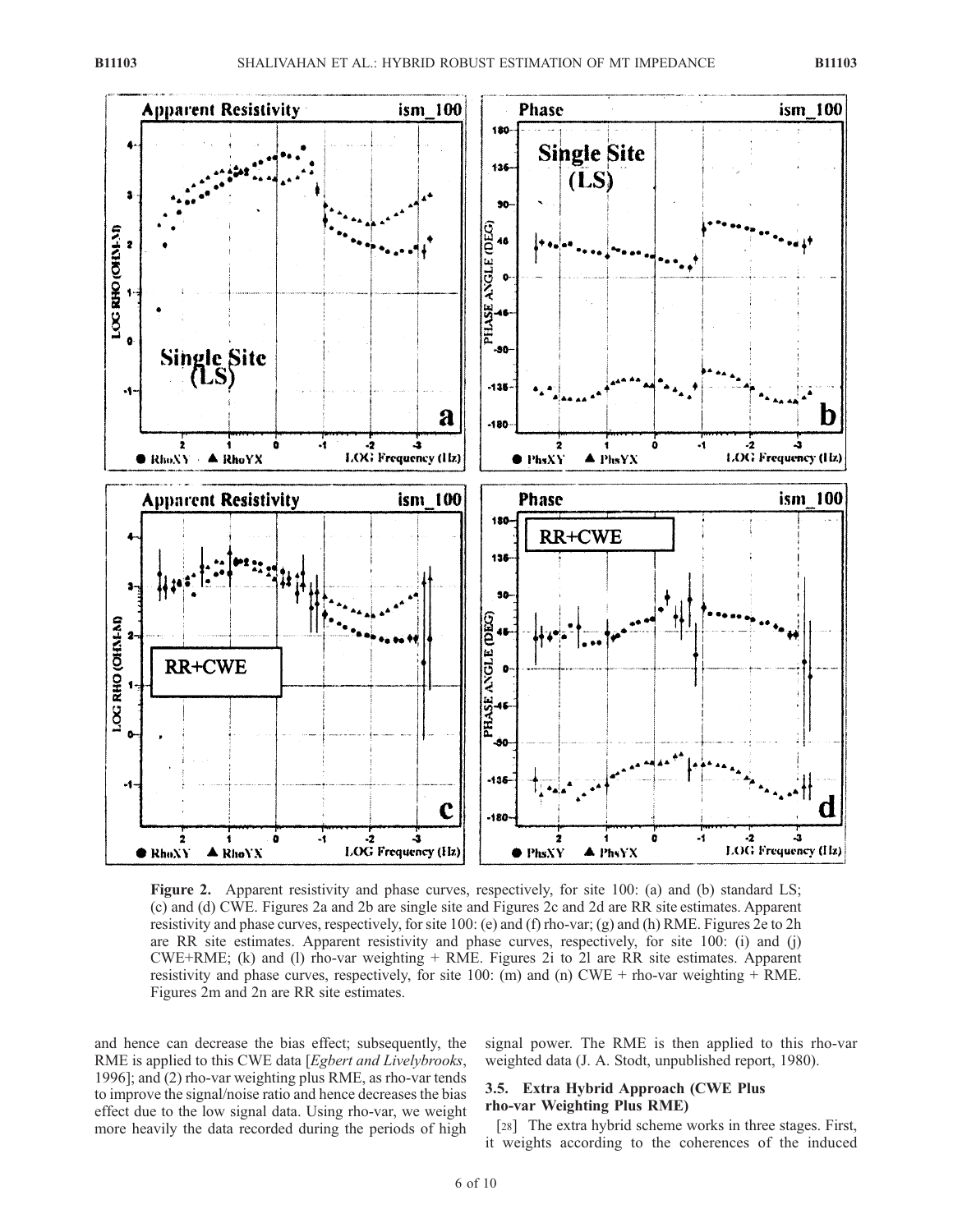**Figure 2.** Apparent resistivity and phase curves, respectively, for site 100: (a) and (b) standard LS; (c) and (d) CWE. Figures 2a and 2b are single site and Figures 2c and 2d are RR site estimates. Apparent resistivity and phase curves, respectively, for site 100: (e) and (f) rho-var; (g) and (h) RME. Figures 2e to 2h are RR site estimates. Apparent resistivity and phase curves, respectively, for site 100: (i) and (j) CWE+RME; (k) and (l) rho-var weighting + RME. Figures 2i to 2l are RR site estimates. Apparent resistivity and phase curves, respectively, for site 100: (m) and (n) CWE + rho-var weighting + RME. Figures 2m and 2n are RR site estimates.

and hence can decrease the bias effect; subsequently, the RME is applied to this CWE data [*Egbert and Livelybrooks*, 1996]; and (2) rho-var weighting plus RME, as rho-var tends to improve the signal/noise ratio and hence decreases the bias effect due to the low signal data. Using rho-var, we weight more heavily the data recorded during the periods of high signal power. The RME is then applied to this rho-var weighted data (J. A. Stodt, unpublished report, 1980).

### 3.5. Extra Hybrid Approach (CWE Plus rho-var Weighting Plus RME)

[28] The extra hybrid scheme works in three stages. First, it weights according to the coherences of the induced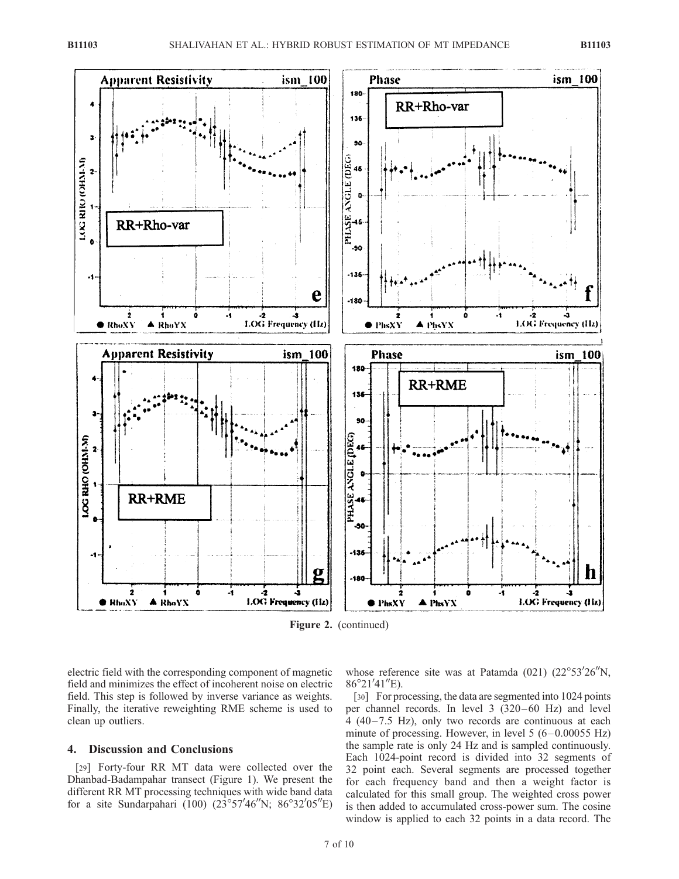Figure 2. (continued)

electric field with the corresponding component of magnetic field and minimizes the effect of incoherent noise on electric field. This step is followed by inverse variance as weights. Finally, the iterative reweighting RME scheme is used to clean up outliers.

## 4. Discussion and Conclusions

[29] Forty-four RR MT data were collected over the Dhanbad-Badampahar transect (Figure 1). We present the different RR MT processing techniques with wide band data for a site Sundarpahari (100) (23°57′46″N; 86°32′05″E) whose reference site was at Patamda (021) (22°53′26″N, 86°21′41″E).

[30] For processing, the data are segmented into 1024 points per channel records. In level 3 (320–60 Hz) and level 4 (40–7.5 Hz), only two records are continuous at each minute of processing. However, in level 5 (6–0.00055 Hz) the sample rate is only 24 Hz and is sampled continuously. Each 1024-point record is divided into 32 segments of 32 point each. Several segments are processed together for each frequency band and then a weight factor is calculated for this small group. The weighted cross power is then added to accumulated cross-power sum. The cosine window is applied to each 32 points in a data record. The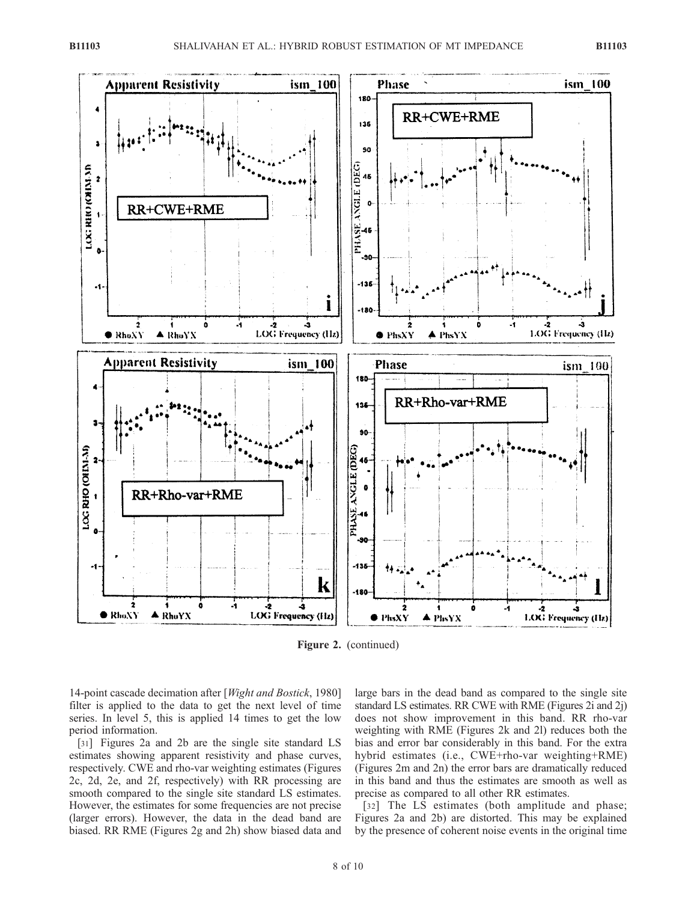**Figure 2.** (continued)

14-point cascade decimation after [*Wight and Bostick*, 1980] filter is applied to the data to get the next level of time series. In level 5, this is applied 14 times to get the low period information.

[31] Figures 2a and 2b are the single site standard LS estimates showing apparent resistivity and phase curves, respectively. CWE and rho-var weighting estimates (Figures 2c, 2d, 2e, and 2f, respectively) with RR processing are smooth compared to the single site standard LS estimates. However, the estimates for some frequencies are not precise (larger errors). However, the data in the dead band are biased. RR RME (Figures 2g and 2h) show biased data and large bars in the dead band as compared to the single site standard LS estimates. RR CWE with RME (Figures 2i and 2j) does not show improvement in this band. RR rho-var weighting with RME (Figures 2k and 2l) reduces both the bias and error bar considerably in this band. For the extra hybrid estimates (i.e., CWE+rho-var weighting+RME) (Figures 2m and 2n) the error bars are dramatically reduced in this band and thus the estimates are smooth as well as precise as compared to all other RR estimates.

[32] The LS estimates (both amplitude and phase; Figures 2a and 2b) are distorted. This may be explained by the presence of coherent noise events in the original time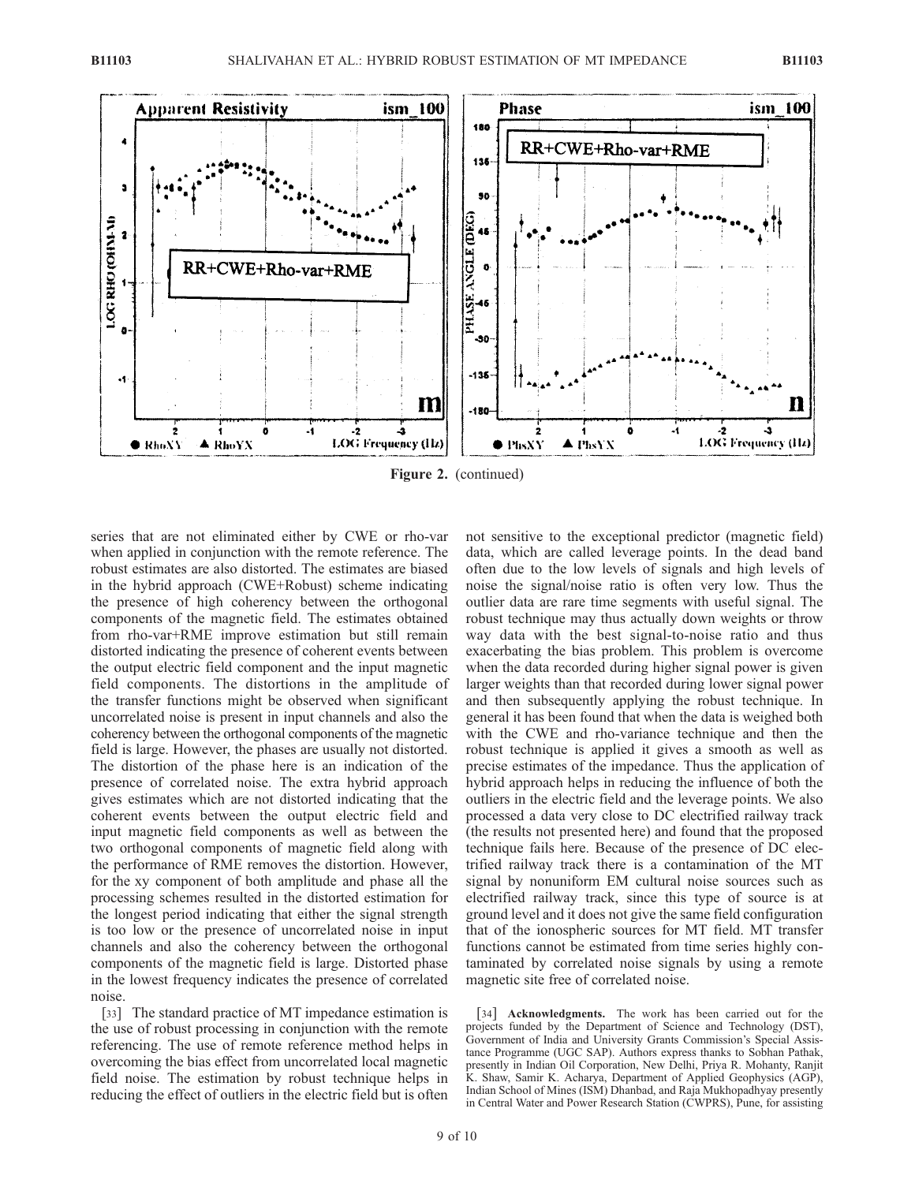**Figure 2.** (continued)

series that are not eliminated either by CWE or rho-var when applied in conjunction with the remote reference. The robust estimates are also distorted. The estimates are biased in the hybrid approach (CWE+Robust) scheme indicating the presence of high coherency between the orthogonal components of the magnetic field. The estimates obtained from rho-var+RME improve estimation but still remain distorted indicating the presence of coherent events between the output electric field component and the input magnetic field components. The distortions in the amplitude of the transfer functions might be observed when significant uncorrelated noise is present in input channels and also the coherency between the orthogonal components of the magnetic field is large. However, the phases are usually not distorted. The distortion of the phase here is an indication of the presence of correlated noise. The extra hybrid approach gives estimates which are not distorted indicating that the coherent events between the output electric field and input magnetic field components as well as between the two orthogonal components of magnetic field along with the performance of RME removes the distortion. However, for the xy component of both amplitude and phase all the processing schemes resulted in the distorted estimation for the longest period indicating that either the signal strength is too low or the presence of uncorrelated noise in input channels and also the coherency between the orthogonal components of the magnetic field is large. Distorted phase in the lowest frequency indicates the presence of correlated noise.

[33] The standard practice of MT impedance estimation is the use of robust processing in conjunction with the remote referencing. The use of remote reference method helps in overcoming the bias effect from uncorrelated local magnetic field noise. The estimation by robust technique helps in reducing the effect of outliers in the electric field but is often not sensitive to the exceptional predictor (magnetic field) data, which are called leverage points. In the dead band often due to the low levels of signals and high levels of noise the signal/noise ratio is often very low. Thus the outlier data are rare time segments with useful signal. The robust technique may thus actually down weights or throw way data with the best signal-to-noise ratio and thus exacerbating the bias problem. This problem is overcome when the data recorded during higher signal power is given larger weights than that recorded during lower signal power and then subsequently applying the robust technique. In general it has been found that when the data is weighed both with the CWE and rho-variance technique and then the robust technique is applied it gives a smooth as well as precise estimates of the impedance. Thus the application of hybrid approach helps in reducing the influence of both the outliers in the electric field and the leverage points. We also processed a data very close to DC electrified railway track (the results not presented here) and found that the proposed technique fails here. Because of the presence of DC electrified railway track there is a contamination of the MT signal by nonuniform EM cultural noise sources such as electrified railway track, since this type of source is at ground level and it does not give the same field configuration that of the ionospheric sources for MT field. MT transfer functions cannot be estimated from time series highly contaminated by correlated noise signals by using a remote magnetic site free of correlated noise.

[34] **Acknowledgments.** The work has been carried out for the projects funded by the Department of Science and Technology (DST), Government of India and University Grants Commission's Special Assistance Programme (UGC SAP). Authors express thanks to Sobhan Pathak, presently in Indian Oil Corporation, New Delhi, Priya R. Mohanty, Ranjit K. Shaw, Samir K. Acharya, Department of Applied Geophysics (AGP), Indian School of Mines (ISM) Dhanbad, and Raja Mukhopadhyay presently in Central Water and Power Research Station (CWPRS), Pune, for assisting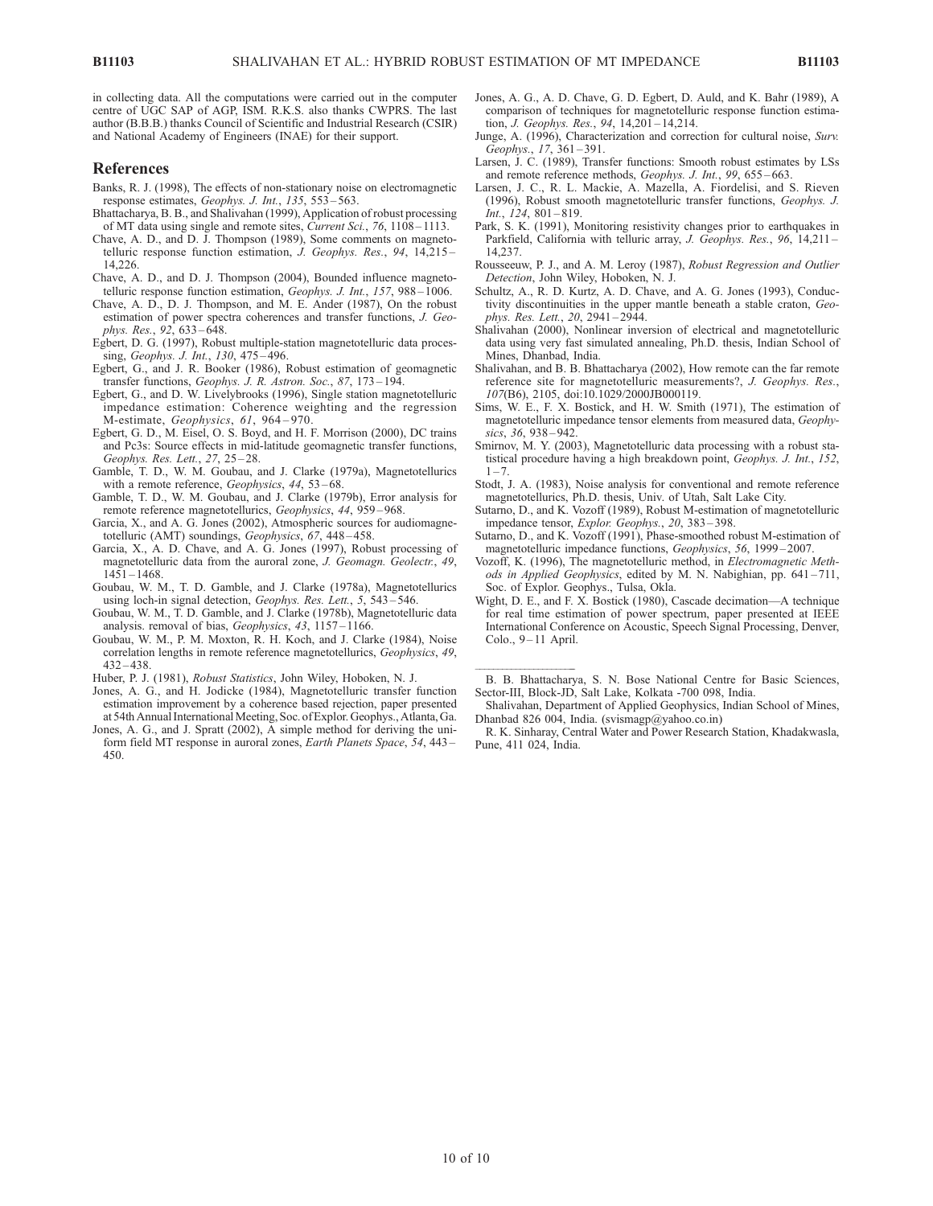in collecting data. All the computations were carried out in the computer centre of UGC SAP of AGP, ISM. R.K.S. also thanks CWPRS. The last author (B.B.B.) thanks Council of Scientific and Industrial Research (CSIR) and National Academy of Engineers (INAE) for their support.

## References

Banks, R. J. (1998), The effects of non-stationary noise on electromagnetic response estimates, *Geophys. J. Int.*, *135*, 553–563.

Bhattacharya, B. B., and Shalivahan (1999), Application of robust processing of MT data using single and remote sites, *Current Sci.*, *76*, 1108–1113.

Chave, A. D., and D. J. Thompson (1989), Some comments on magnetotelluric response function estimation, *J. Geophys. Res.*, *94*, 14,215–14,226.

Chave, A. D., and D. J. Thompson (2004), Bounded influence magnetotelluric response function estimation, *Geophys. J. Int.*, *157*, 988–1006.

Chave, A. D., D. J. Thompson, and M. E. Ander (1987), On the robust estimation of power spectra coherences and transfer functions, *J. Geophys. Res.*, *92*, 633–648.

Egbert, D. G. (1997), Robust multiple-station magnetotelluric data processing, *Geophys. J. Int.*, *130*, 475–496.

Egbert, G., and J. R. Booker (1986), Robust estimation of geomagnetic transfer functions, *Geophys. J. R. Astron. Soc.*, *87*, 173–194.

Egbert, G., and D. W. Livelybrooks (1996), Single station magnetotelluric impedance estimation: Coherence weighting and the regression M-estimate, *Geophysics*, *61*, 964–970.

Egbert, G. D., M. Eisel, O. S. Boyd, and H. F. Morrison (2000), DC trains and Pc3s: Source effects in mid-latitude geomagnetic transfer functions, *Geophys. Res. Lett.*, *27*, 25–28.

Gamble, T. D., W. M. Goubau, and J. Clarke (1979a), Magnetotellurics with a remote reference, *Geophysics*, *44*, 53–68.

Gamble, T. D., W. M. Goubau, and J. Clarke (1979b), Error analysis for remote reference magnetotellurics, *Geophysics*, *44*, 959–968.

Garcia, X., and A. G. Jones (2002), Atmospheric sources for audiomagnetotelluric (AMT) soundings, *Geophysics*, *67*, 448–458.

Garcia, X., A. D. Chave, and A. G. Jones (1997), Robust processing of magnetotelluric data from the auroral zone, *J. Geomagn. Geolectr.*, *49*, 1451–1468.

Goubau, W. M., T. D. Gamble, and J. Clarke (1978a), Magnetotellurics using loch-in signal detection, *Geophys. Res. Lett.*, *5*, 543–546.

Goubau, W. M., T. D. Gamble, and J. Clarke (1978b), Magnetotelluric data analysis. removal of bias, *Geophysics*, *43*, 1157–1166.

Goubau, W. M., P. M. Moxton, R. H. Koch, and J. Clarke (1984), Noise correlation lengths in remote reference magnetotellurics, *Geophysics*, *49*, 432–438.

Huber, P. J. (1981), *Robust Statistics*, John Wiley, Hoboken, N. J.

Jones, A. G., and H. Jodicke (1984), Magnetotelluric transfer function estimation improvement by a coherence based rejection, paper presented at 54th Annual International Meeting, Soc. of Explor. Geophys., Atlanta, Ga.

Jones, A. G., and J. Spratt (2002), A simple method for deriving the uniform field MT response in auroral zones, *Earth Planets Space*, *54*, 443–450.

Jones, A. G., A. D. Chave, G. D. Egbert, D. Auld, and K. Bahr (1989), A comparison of techniques for magnetotelluric response function estimation, *J. Geophys. Res.*, *94*, 14,201–14,214.

Junge, A. (1996), Characterization and correction for cultural noise, *Surv. Geophys.*, *17*, 361–391.

Larsen, J. C. (1989), Transfer functions: Smooth robust estimates by LSs and remote reference methods, *Geophys. J. Int.*, *99*, 655–663.

Larsen, J. C., R. L. Mackie, A. Mazella, A. Fiordelisi, and S. Rieven (1996), Robust smooth magnetotelluric transfer functions, *Geophys. J. Int.*, *124*, 801–819.

Park, S. K. (1991), Monitoring resistivity changes prior to earthquakes in Parkfield, California with telluric array, *J. Geophys. Res.*, *96*, 14,211–14,237.

Rousseeuw, P. J., and A. M. Leroy (1987), *Robust Regression and Outlier Detection*, John Wiley, Hoboken, N. J.

Schultz, A., R. D. Kurtz, A. D. Chave, and A. G. Jones (1993), Conductivity discontinuities in the upper mantle beneath a stable craton, *Geophys. Res. Lett.*, *20*, 2941–2944.

Shalivahan (2000), Nonlinear inversion of electrical and magnetotelluric data using very fast simulated annealing, Ph.D. thesis, Indian School of Mines, Dhanbad, India.

Shalivahan, and B. B. Bhattacharya (2002), How remote can the far remote reference site for magnetotelluric measurements?, *J. Geophys. Res.*, *107*(B6), 2105, doi:10.1029/2000JB000119.

Sims, W. E., F. X. Bostick, and H. W. Smith (1971), The estimation of magnetotelluric impedance tensor elements from measured data, *Geophysics*, *36*, 938–942.

Smirnov, M. Y. (2003), Magnetotelluric data processing with a robust statistical procedure having a high breakdown point, *Geophys. J. Int.*, *152*, 1–7.

Stodt, J. A. (1983), Noise analysis for conventional and remote reference magnetotellurics, Ph.D. thesis, Univ. of Utah, Salt Lake City.

Sutarno, D., and K. Vozoff (1989), Robust M-estimation of magnetotelluric impedance tensor, *Explor. Geophys.*, *20*, 383–398.

Sutarno, D., and K. Vozoff (1991), Phase-smoothed robust M-estimation of magnetotelluric impedance functions, *Geophysics*, *56*, 1999–2007.

Vozoff, K. (1996), The magnetotelluric method, in *Electromagnetic Methods in Applied Geophysics*, edited by M. N. Nabighian, pp. 641–711, Soc. of Explor. Geophys., Tulsa, Okla.

Wight, D. E., and F. X. Bostick (1980), Cascade decimation—A technique for real time estimation of power spectrum, paper presented at IEEE International Conference on Acoustic, Speech Signal Processing, Denver, Colo., 9–11 April.

---

B. B. Bhattacharya, S. N. Bose National Centre for Basic Sciences, Sector-III, Block-JD, Salt Lake, Kolkata -700 098, India.

Shalivahan, Department of Applied Geophysics, Indian School of Mines, Dhanbad 826 004, India. (svismagp@yahoo.co.in)

R. K. Sinharay, Central Water and Power Research Station, Khadakwasla, Pune, 411 024, India.